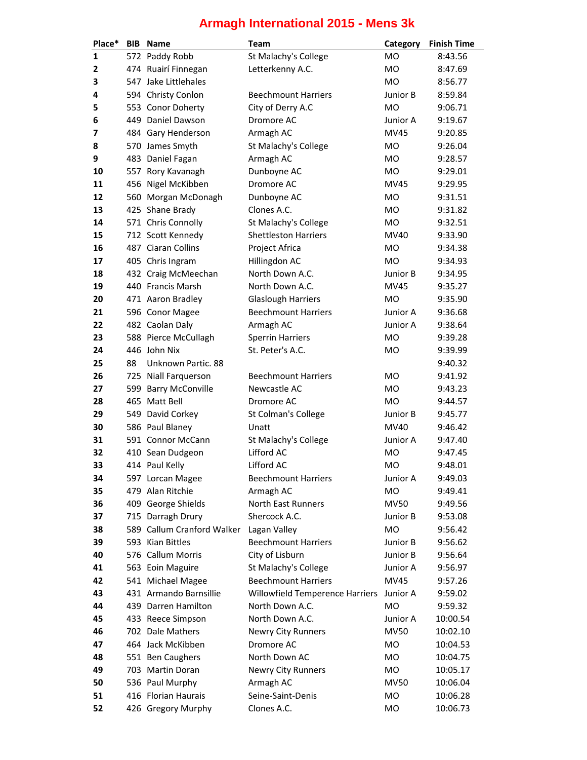# Armagh International 2015 - Mens 3k

| Place* | BIB | Name | Team | Category | Finish Time |
|---|---|---|---|---|---|
| 1 | 572 | Paddy Robb | St Malachy's College | MO | 8:43.56 |
| 2 | 474 | Ruairí Finnegan | Letterkenny A.C. | MO | 8:47.69 |
| 3 | 547 | Jake Littlehales | | MO | 8:56.77 |
| 4 | 594 | Christy Conlon | Beechmount Harriers | Junior B | 8:59.84 |
| 5 | 553 | Conor Doherty | City of Derry A.C | MO | 9:06.71 |
| 6 | 449 | Daniel Dawson | Dromore AC | Junior A | 9:19.67 |
| 7 | 484 | Gary Henderson | Armagh AC | MV45 | 9:20.85 |
| 8 | 570 | James Smyth | St Malachy's College | MO | 9:26.04 |
| 9 | 483 | Daniel Fagan | Armagh AC | MO | 9:28.57 |
| 10 | 557 | Rory Kavanagh | Dunboyne AC | MO | 9:29.01 |
| 11 | 456 | Nigel McKibben | Dromore AC | MV45 | 9:29.95 |
| 12 | 560 | Morgan McDonagh | Dunboyne AC | MO | 9:31.51 |
| 13 | 425 | Shane Brady | Clones A.C. | MO | 9:31.82 |
| 14 | 571 | Chris Connolly | St Malachy's College | MO | 9:32.51 |
| 15 | 712 | Scott Kennedy | Shettleston Harriers | MV40 | 9:33.90 |
| 16 | 487 | Ciaran Collins | Project Africa | MO | 9:34.38 |
| 17 | 405 | Chris Ingram | Hillingdon AC | MO | 9:34.93 |
| 18 | 432 | Craig McMeechan | North Down A.C. | Junior B | 9:34.95 |
| 19 | 440 | Francis Marsh | North Down A.C. | MV45 | 9:35.27 |
| 20 | 471 | Aaron Bradley | Glaslough Harriers | MO | 9:35.90 |
| 21 | 596 | Conor Magee | Beechmount Harriers | Junior A | 9:36.68 |
| 22 | 482 | Caolan Daly | Armagh AC | Junior A | 9:38.64 |
| 23 | 588 | Pierce McCullagh | Sperrin Harriers | MO | 9:39.28 |
| 24 | 446 | John Nix | St. Peter's A.C. | MO | 9:39.99 |
| 25 | 88 | Unknown Partic. 88 | | | 9:40.32 |
| 26 | 725 | Niall Farquerson | Beechmount Harriers | MO | 9:41.92 |
| 27 | 599 | Barry McConville | Newcastle AC | MO | 9:43.23 |
| 28 | 465 | Matt Bell | Dromore AC | MO | 9:44.57 |
| 29 | 549 | David Corkey | St Colman's College | Junior B | 9:45.77 |
| 30 | 586 | Paul Blaney | Unatt | MV40 | 9:46.42 |
| 31 | 591 | Connor McCann | St Malachy's College | Junior A | 9:47.40 |
| 32 | 410 | Sean Dudgeon | Lifford AC | MO | 9:47.45 |
| 33 | 414 | Paul Kelly | Lifford AC | MO | 9:48.01 |
| 34 | 597 | Lorcan Magee | Beechmount Harriers | Junior A | 9:49.03 |
| 35 | 479 | Alan Ritchie | Armagh AC | MO | 9:49.41 |
| 36 | 409 | George Shields | North East Runners | MV50 | 9:49.56 |
| 37 | 715 | Darragh Drury | Shercock A.C. | Junior B | 9:53.08 |
| 38 | 589 | Callum Cranford Walker | Lagan Valley | MO | 9:56.42 |
| 39 | 593 | Kian Bittles | Beechmount Harriers | Junior B | 9:56.62 |
| 40 | 576 | Callum Morris | City of Lisburn | Junior B | 9:56.64 |
| 41 | 563 | Eoin Maguire | St Malachy's College | Junior A | 9:56.97 |
| 42 | 541 | Michael Magee | Beechmount Harriers | MV45 | 9:57.26 |
| 43 | 431 | Armando Barnsillie | Willowfield Temperence Harriers | Junior A | 9:59.02 |
| 44 | 439 | Darren Hamilton | North Down A.C. | MO | 9:59.32 |
| 45 | 433 | Reece Simpson | North Down A.C. | Junior A | 10:00.54 |
| 46 | 702 | Dale Mathers | Newry City Runners | MV50 | 10:02.10 |
| 47 | 464 | Jack McKibben | Dromore AC | MO | 10:04.53 |
| 48 | 551 | Ben Caughers | North Down AC | MO | 10:04.75 |
| 49 | 703 | Martin Doran | Newry City Runners | MO | 10:05.17 |
| 50 | 536 | Paul Murphy | Armagh AC | MV50 | 10:06.04 |
| 51 | 416 | Florian Haurais | Seine-Saint-Denis | MO | 10:06.28 |
| 52 | 426 | Gregory Murphy | Clones A.C. | MO | 10:06.73 |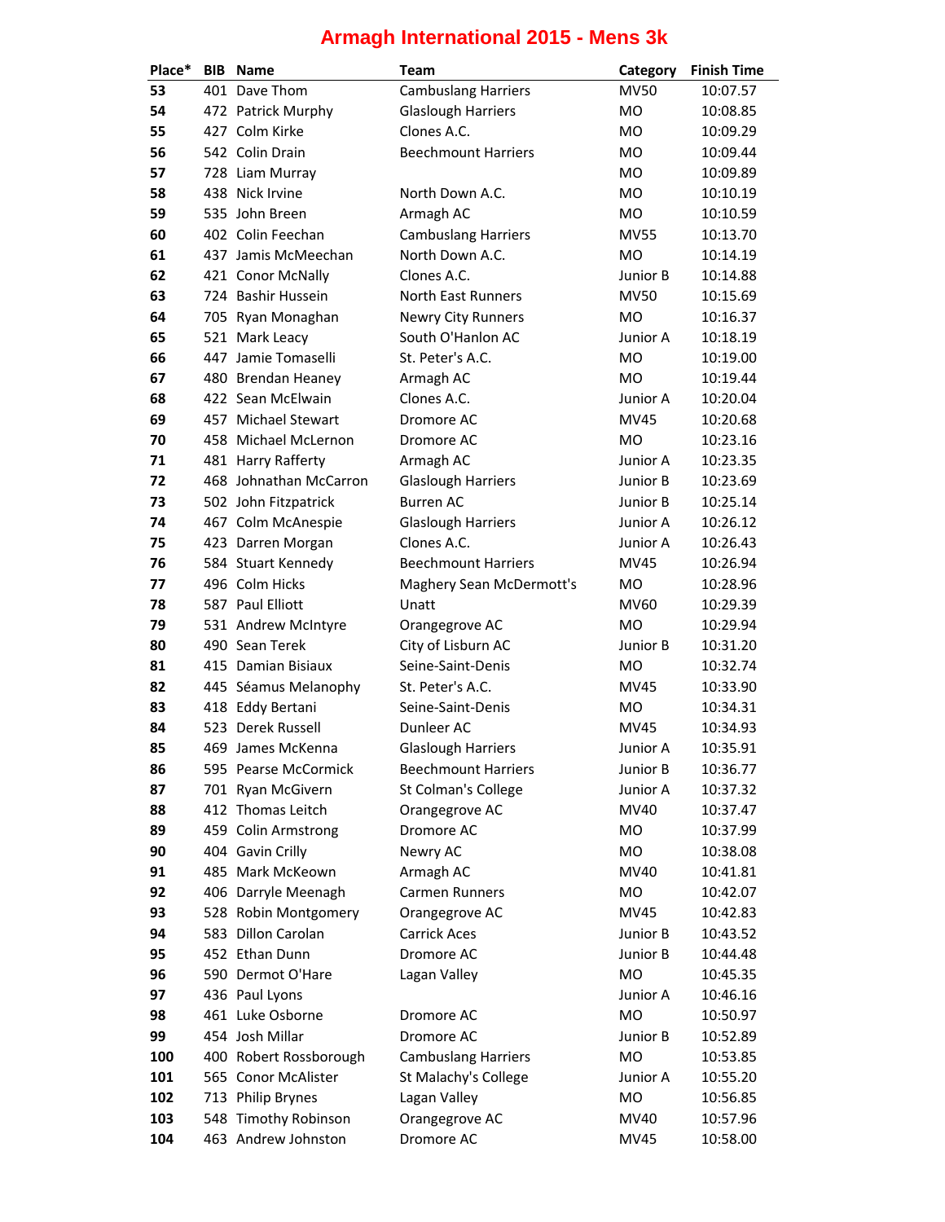# Armagh International 2015 - Mens 3k

| Place* | BIB | Name | Team | Category | Finish Time |
|---|---|---|---|---|---|
| 53 | 401 | Dave Thom | Cambuslang Harriers | MV50 | 10:07.57 |
| 54 | 472 | Patrick Murphy | Glaslough Harriers | MO | 10:08.85 |
| 55 | 427 | Colm Kirke | Clones A.C. | MO | 10:09.29 |
| 56 | 542 | Colin Drain | Beechmount Harriers | MO | 10:09.44 |
| 57 | 728 | Liam Murray | | MO | 10:09.89 |
| 58 | 438 | Nick Irvine | North Down A.C. | MO | 10:10.19 |
| 59 | 535 | John Breen | Armagh AC | MO | 10:10.59 |
| 60 | 402 | Colin Feechan | Cambuslang Harriers | MV55 | 10:13.70 |
| 61 | 437 | Jamis McMeechan | North Down A.C. | MO | 10:14.19 |
| 62 | 421 | Conor McNally | Clones A.C. | Junior B | 10:14.88 |
| 63 | 724 | Bashir Hussein | North East Runners | MV50 | 10:15.69 |
| 64 | 705 | Ryan Monaghan | Newry City Runners | MO | 10:16.37 |
| 65 | 521 | Mark Leacy | South O'Hanlon AC | Junior A | 10:18.19 |
| 66 | 447 | Jamie Tomaselli | St. Peter's A.C. | MO | 10:19.00 |
| 67 | 480 | Brendan Heaney | Armagh AC | MO | 10:19.44 |
| 68 | 422 | Sean McElwain | Clones A.C. | Junior A | 10:20.04 |
| 69 | 457 | Michael Stewart | Dromore AC | MV45 | 10:20.68 |
| 70 | 458 | Michael McLernon | Dromore AC | MO | 10:23.16 |
| 71 | 481 | Harry Rafferty | Armagh AC | Junior A | 10:23.35 |
| 72 | 468 | Johnathan McCarron | Glaslough Harriers | Junior B | 10:23.69 |
| 73 | 502 | John Fitzpatrick | Burren AC | Junior B | 10:25.14 |
| 74 | 467 | Colm McAnespie | Glaslough Harriers | Junior A | 10:26.12 |
| 75 | 423 | Darren Morgan | Clones A.C. | Junior A | 10:26.43 |
| 76 | 584 | Stuart Kennedy | Beechmount Harriers | MV45 | 10:26.94 |
| 77 | 496 | Colm Hicks | Maghery Sean McDermott's | MO | 10:28.96 |
| 78 | 587 | Paul Elliott | Unatt | MV60 | 10:29.39 |
| 79 | 531 | Andrew McIntyre | Orangegrove AC | MO | 10:29.94 |
| 80 | 490 | Sean Terek | City of Lisburn AC | Junior B | 10:31.20 |
| 81 | 415 | Damian Bisiaux | Seine-Saint-Denis | MO | 10:32.74 |
| 82 | 445 | Séamus Melanophy | St. Peter's A.C. | MV45 | 10:33.90 |
| 83 | 418 | Eddy Bertani | Seine-Saint-Denis | MO | 10:34.31 |
| 84 | 523 | Derek Russell | Dunleer AC | MV45 | 10:34.93 |
| 85 | 469 | James McKenna | Glaslough Harriers | Junior A | 10:35.91 |
| 86 | 595 | Pearse McCormick | Beechmount Harriers | Junior B | 10:36.77 |
| 87 | 701 | Ryan McGivern | St Colman's College | Junior A | 10:37.32 |
| 88 | 412 | Thomas Leitch | Orangegrove AC | MV40 | 10:37.47 |
| 89 | 459 | Colin Armstrong | Dromore AC | MO | 10:37.99 |
| 90 | 404 | Gavin Crilly | Newry AC | MO | 10:38.08 |
| 91 | 485 | Mark McKeown | Armagh AC | MV40 | 10:41.81 |
| 92 | 406 | Darryle Meenagh | Carmen Runners | MO | 10:42.07 |
| 93 | 528 | Robin Montgomery | Orangegrove AC | MV45 | 10:42.83 |
| 94 | 583 | Dillon Carolan | Carrick Aces | Junior B | 10:43.52 |
| 95 | 452 | Ethan Dunn | Dromore AC | Junior B | 10:44.48 |
| 96 | 590 | Dermot O'Hare | Lagan Valley | MO | 10:45.35 |
| 97 | 436 | Paul Lyons | | Junior A | 10:46.16 |
| 98 | 461 | Luke Osborne | Dromore AC | MO | 10:50.97 |
| 99 | 454 | Josh Millar | Dromore AC | Junior B | 10:52.89 |
| 100 | 400 | Robert Rossborough | Cambuslang Harriers | MO | 10:53.85 |
| 101 | 565 | Conor McAlister | St Malachy's College | Junior A | 10:55.20 |
| 102 | 713 | Philip Brynes | Lagan Valley | MO | 10:56.85 |
| 103 | 548 | Timothy Robinson | Orangegrove AC | MV40 | 10:57.96 |
| 104 | 463 | Andrew Johnston | Dromore AC | MV45 | 10:58.00 |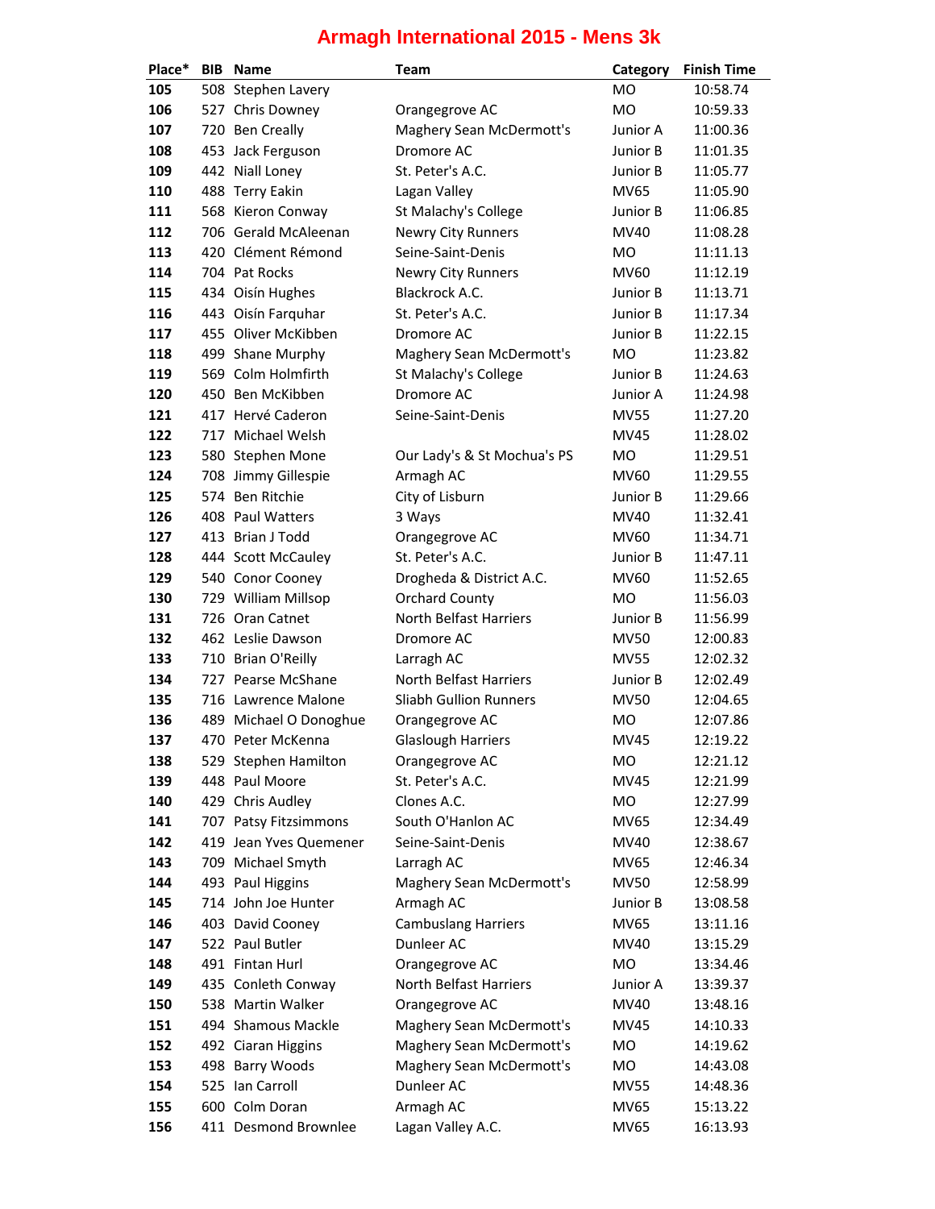# Armagh International 2015 - Mens 3k

| Place* | BIB | Name | Team | Category | Finish Time |
|---|---|---|---|---|---|
| 105 | 508 | Stephen Lavery | | MO | 10:58.74 |
| 106 | 527 | Chris Downey | Orangegrove AC | MO | 10:59.33 |
| 107 | 720 | Ben Creally | Maghery Sean McDermott's | Junior A | 11:00.36 |
| 108 | 453 | Jack Ferguson | Dromore AC | Junior B | 11:01.35 |
| 109 | 442 | Niall Loney | St. Peter's A.C. | Junior B | 11:05.77 |
| 110 | 488 | Terry Eakin | Lagan Valley | MV65 | 11:05.90 |
| 111 | 568 | Kieron Conway | St Malachy's College | Junior B | 11:06.85 |
| 112 | 706 | Gerald McAleenan | Newry City Runners | MV40 | 11:08.28 |
| 113 | 420 | Clément Rémond | Seine-Saint-Denis | MO | 11:11.13 |
| 114 | 704 | Pat Rocks | Newry City Runners | MV60 | 11:12.19 |
| 115 | 434 | Oisín Hughes | Blackrock A.C. | Junior B | 11:13.71 |
| 116 | 443 | Oisín Farquhar | St. Peter's A.C. | Junior B | 11:17.34 |
| 117 | 455 | Oliver McKibben | Dromore AC | Junior B | 11:22.15 |
| 118 | 499 | Shane Murphy | Maghery Sean McDermott's | MO | 11:23.82 |
| 119 | 569 | Colm Holmfirth | St Malachy's College | Junior B | 11:24.63 |
| 120 | 450 | Ben McKibben | Dromore AC | Junior A | 11:24.98 |
| 121 | 417 | Hervé Caderon | Seine-Saint-Denis | MV55 | 11:27.20 |
| 122 | 717 | Michael Welsh | | MV45 | 11:28.02 |
| 123 | 580 | Stephen Mone | Our Lady's & St Mochua's PS | MO | 11:29.51 |
| 124 | 708 | Jimmy Gillespie | Armagh AC | MV60 | 11:29.55 |
| 125 | 574 | Ben Ritchie | City of Lisburn | Junior B | 11:29.66 |
| 126 | 408 | Paul Watters | 3 Ways | MV40 | 11:32.41 |
| 127 | 413 | Brian J Todd | Orangegrove AC | MV60 | 11:34.71 |
| 128 | 444 | Scott McCauley | St. Peter's A.C. | Junior B | 11:47.11 |
| 129 | 540 | Conor Cooney | Drogheda & District A.C. | MV60 | 11:52.65 |
| 130 | 729 | William Millsop | Orchard County | MO | 11:56.03 |
| 131 | 726 | Oran Catnet | North Belfast Harriers | Junior B | 11:56.99 |
| 132 | 462 | Leslie Dawson | Dromore AC | MV50 | 12:00.83 |
| 133 | 710 | Brian O'Reilly | Larragh AC | MV55 | 12:02.32 |
| 134 | 727 | Pearse McShane | North Belfast Harriers | Junior B | 12:02.49 |
| 135 | 716 | Lawrence Malone | Sliabh Gullion Runners | MV50 | 12:04.65 |
| 136 | 489 | Michael O Donoghue | Orangegrove AC | MO | 12:07.86 |
| 137 | 470 | Peter McKenna | Glaslough Harriers | MV45 | 12:19.22 |
| 138 | 529 | Stephen Hamilton | Orangegrove AC | MO | 12:21.12 |
| 139 | 448 | Paul Moore | St. Peter's A.C. | MV45 | 12:21.99 |
| 140 | 429 | Chris Audley | Clones A.C. | MO | 12:27.99 |
| 141 | 707 | Patsy Fitzsimmons | South O'Hanlon AC | MV65 | 12:34.49 |
| 142 | 419 | Jean Yves Quemener | Seine-Saint-Denis | MV40 | 12:38.67 |
| 143 | 709 | Michael Smyth | Larragh AC | MV65 | 12:46.34 |
| 144 | 493 | Paul Higgins | Maghery Sean McDermott's | MV50 | 12:58.99 |
| 145 | 714 | John Joe Hunter | Armagh AC | Junior B | 13:08.58 |
| 146 | 403 | David Cooney | Cambuslang Harriers | MV65 | 13:11.16 |
| 147 | 522 | Paul Butler | Dunleer AC | MV40 | 13:15.29 |
| 148 | 491 | Fintan Hurl | Orangegrove AC | MO | 13:34.46 |
| 149 | 435 | Conleth Conway | North Belfast Harriers | Junior A | 13:39.37 |
| 150 | 538 | Martin Walker | Orangegrove AC | MV40 | 13:48.16 |
| 151 | 494 | Shamous Mackle | Maghery Sean McDermott's | MV45 | 14:10.33 |
| 152 | 492 | Ciaran Higgins | Maghery Sean McDermott's | MO | 14:19.62 |
| 153 | 498 | Barry Woods | Maghery Sean McDermott's | MO | 14:43.08 |
| 154 | 525 | Ian Carroll | Dunleer AC | MV55 | 14:48.36 |
| 155 | 600 | Colm Doran | Armagh AC | MV65 | 15:13.22 |
| 156 | 411 | Desmond Brownlee | Lagan Valley A.C. | MV65 | 16:13.93 |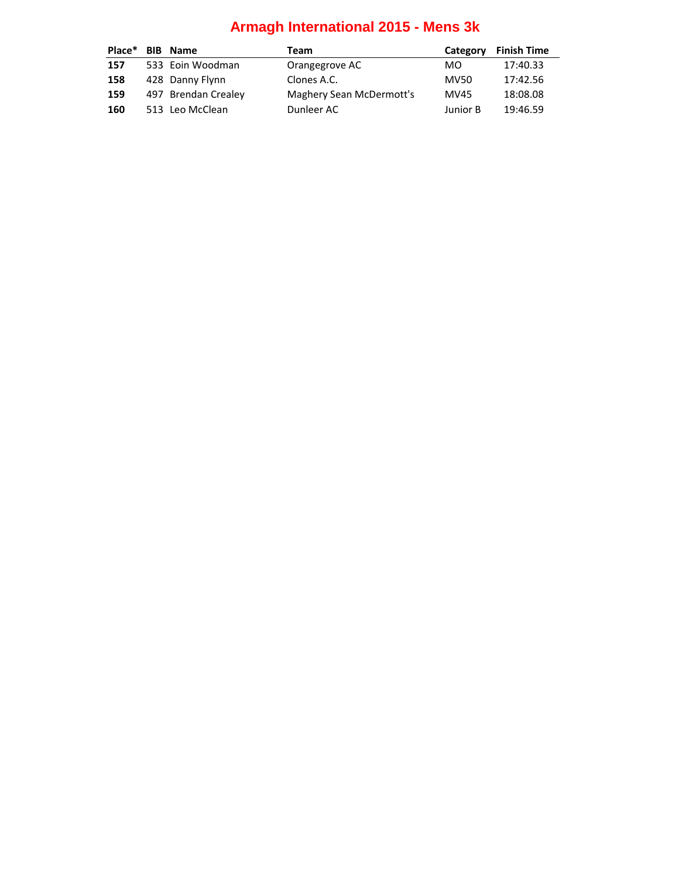# Armagh International 2015 - Mens 3k

| Place* | BIB | Name | Team | Category | Finish Time |
|---|---|---|---|---|---|
| **157** | 533 | Eoin Woodman | Orangegrove AC | MO | 17:40.33 |
| **158** | 428 | Danny Flynn | Clones A.C. | MV50 | 17:42.56 |
| **159** | 497 | Brendan Crealey | Maghery Sean McDermott's | MV45 | 18:08.08 |
| **160** | 513 | Leo McClean | Dunleer AC | Junior B | 19:46.59 |